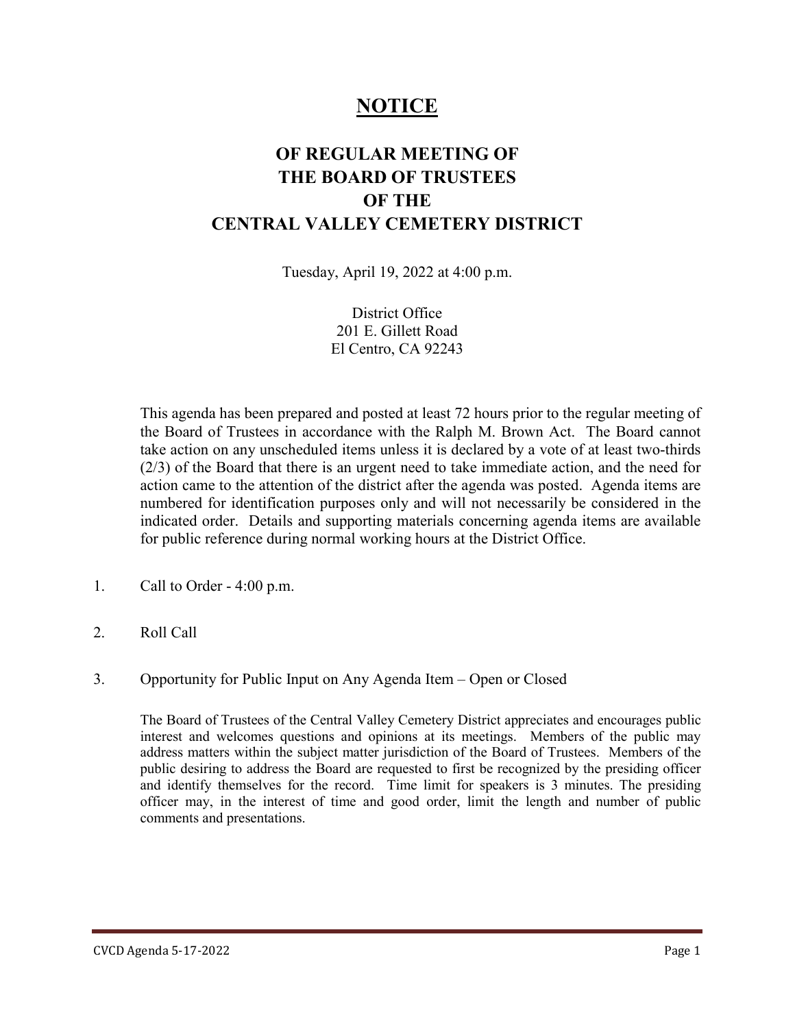# NOTICE

## OF REGULAR MEETING OF THE BOARD OF TRUSTEES OF THE CENTRAL VALLEY CEMETERY DISTRICT

Tuesday, April 19, 2022 at 4:00 p.m.

District Office
201 E. Gillett Road
El Centro, CA 92243

This agenda has been prepared and posted at least 72 hours prior to the regular meeting of the Board of Trustees in accordance with the Ralph M. Brown Act. The Board cannot take action on any unscheduled items unless it is declared by a vote of at least two-thirds (2/3) of the Board that there is an urgent need to take immediate action, and the need for action came to the attention of the district after the agenda was posted. Agenda items are numbered for identification purposes only and will not necessarily be considered in the indicated order. Details and supporting materials concerning agenda items are available for public reference during normal working hours at the District Office.

1. Call to Order - 4:00 p.m.

2. Roll Call

3. Opportunity for Public Input on Any Agenda Item – Open or Closed

   The Board of Trustees of the Central Valley Cemetery District appreciates and encourages public interest and welcomes questions and opinions at its meetings. Members of the public may address matters within the subject matter jurisdiction of the Board of Trustees. Members of the public desiring to address the Board are requested to first be recognized by the presiding officer and identify themselves for the record. Time limit for speakers is 3 minutes. The presiding officer may, in the interest of time and good order, limit the length and number of public comments and presentations.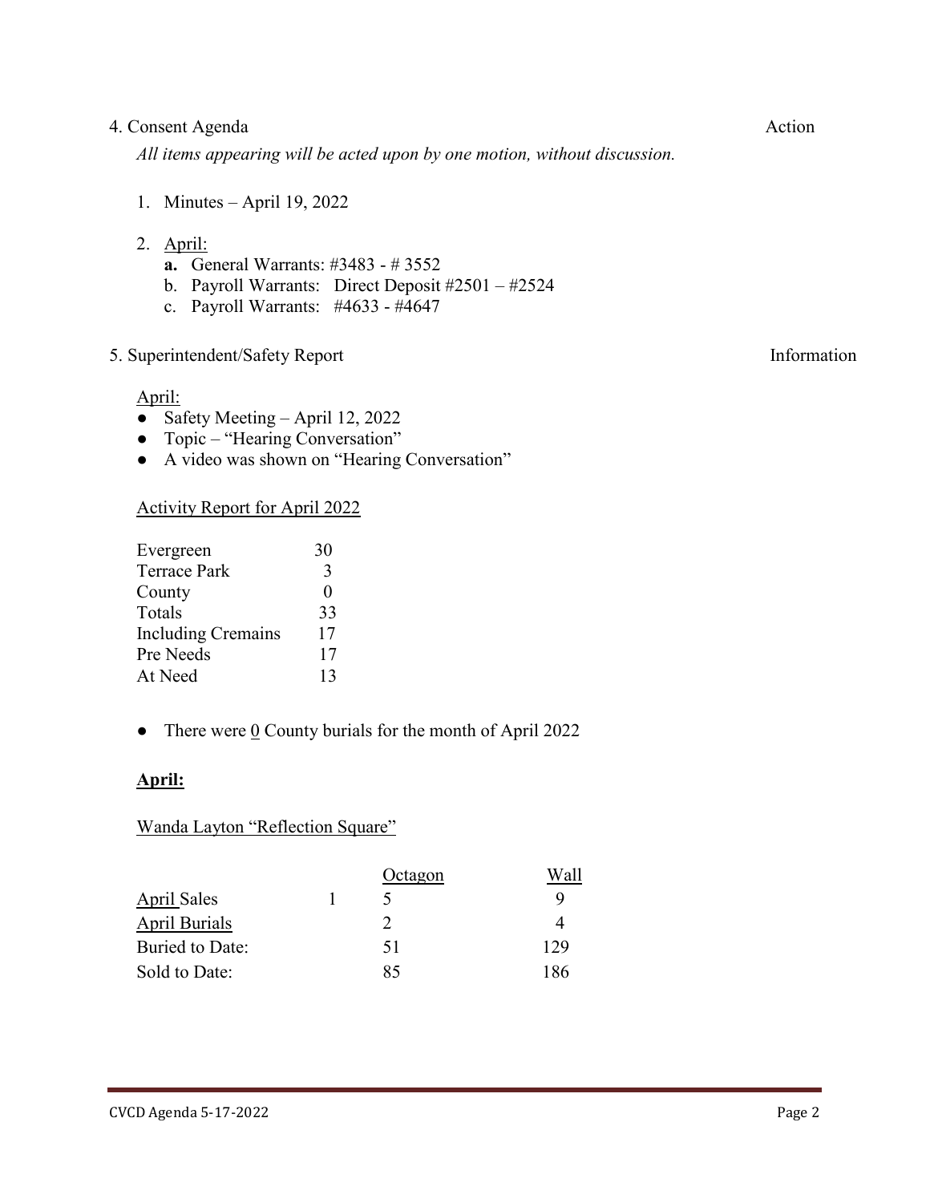4. Consent Agenda — Action

*All items appearing will be acted upon by one motion, without discussion.*

1. Minutes – April 19, 2022

2. April:
   - **a.** General Warrants: #3483 - # 3552
   - b. Payroll Warrants: Direct Deposit #2501 – #2524
   - c. Payroll Warrants: #4633 - #4647

5. Superintendent/Safety Report — Information

April:

- Safety Meeting – April 12, 2022
- Topic – "Hearing Conversation"
- A video was shown on "Hearing Conversation"

Activity Report for April 2022

| | |
|---|---|
| Evergreen | 30 |
| Terrace Park | 3 |
| County | 0 |
| Totals | 33 |
| Including Cremains | 17 |
| Pre Needs | 17 |
| At Need | 13 |

- There were 0 County burials for the month of April 2022

**April:**

Wanda Layton "Reflection Square"

| | | Octagon | Wall |
|---|---|---|---|
| April Sales | 1 | 5 | 9 |
| April Burials | | 2 | 4 |
| Buried to Date: | | 51 | 129 |
| Sold to Date: | | 85 | 186 |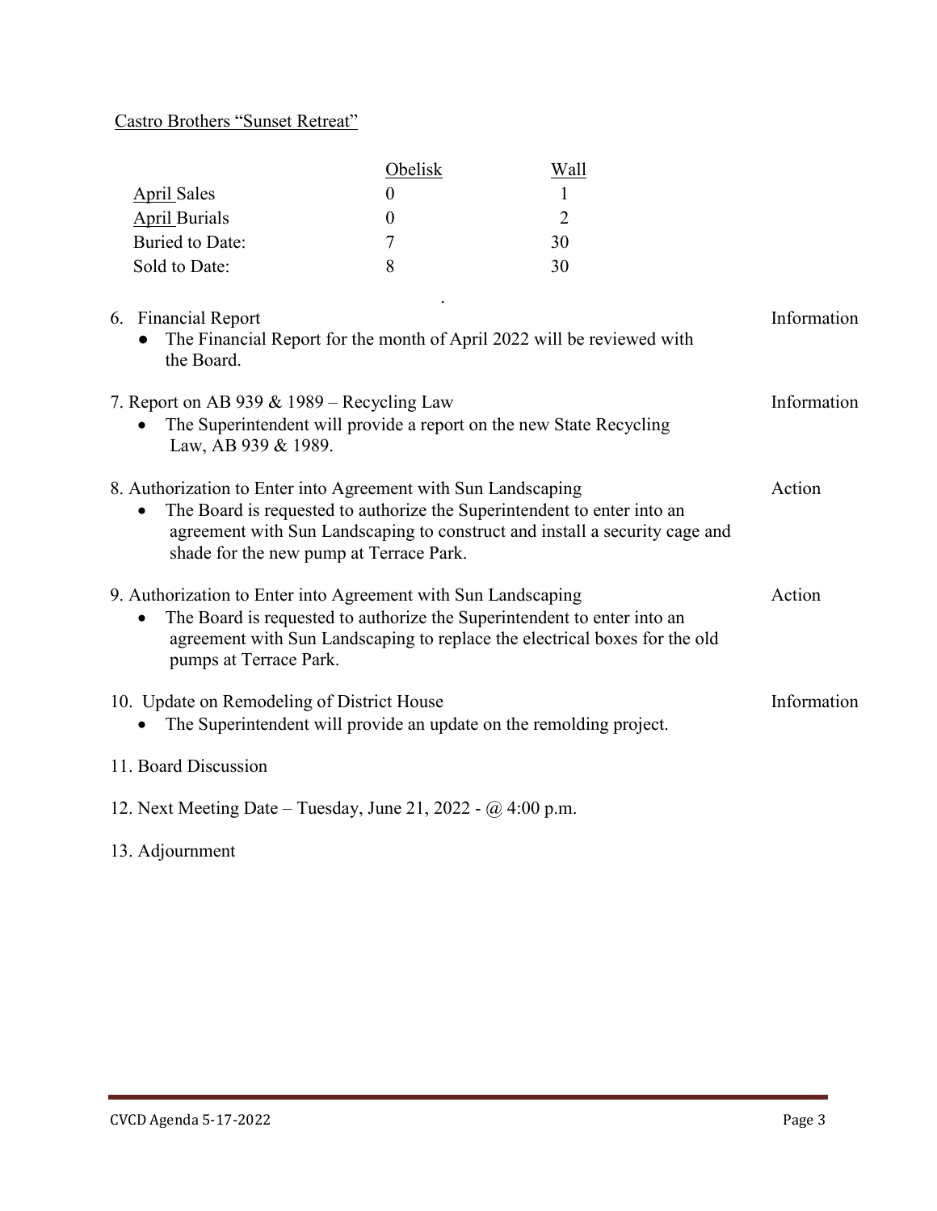Castro Brothers "Sunset Retreat"

| | Obelisk | Wall |
|---|---|---|
| April Sales | 0 | 1 |
| April Burials | 0 | 2 |
| Buried to Date: | 7 | 30 |
| Sold to Date: | 8 | 30 |

6. Financial Report — Information
   - The Financial Report for the month of April 2022 will be reviewed with the Board.

7. Report on AB 939 & 1989 – Recycling Law — Information
   - The Superintendent will provide a report on the new State Recycling Law, AB 939 & 1989.

8. Authorization to Enter into Agreement with Sun Landscaping — Action
   - The Board is requested to authorize the Superintendent to enter into an agreement with Sun Landscaping to construct and install a security cage and shade for the new pump at Terrace Park.

9. Authorization to Enter into Agreement with Sun Landscaping — Action
   - The Board is requested to authorize the Superintendent to enter into an agreement with Sun Landscaping to replace the electrical boxes for the old pumps at Terrace Park.

10. Update on Remodeling of District House — Information
    - The Superintendent will provide an update on the remolding project.

11. Board Discussion

12. Next Meeting Date – Tuesday, June 21, 2022 - @ 4:00 p.m.

13. Adjournment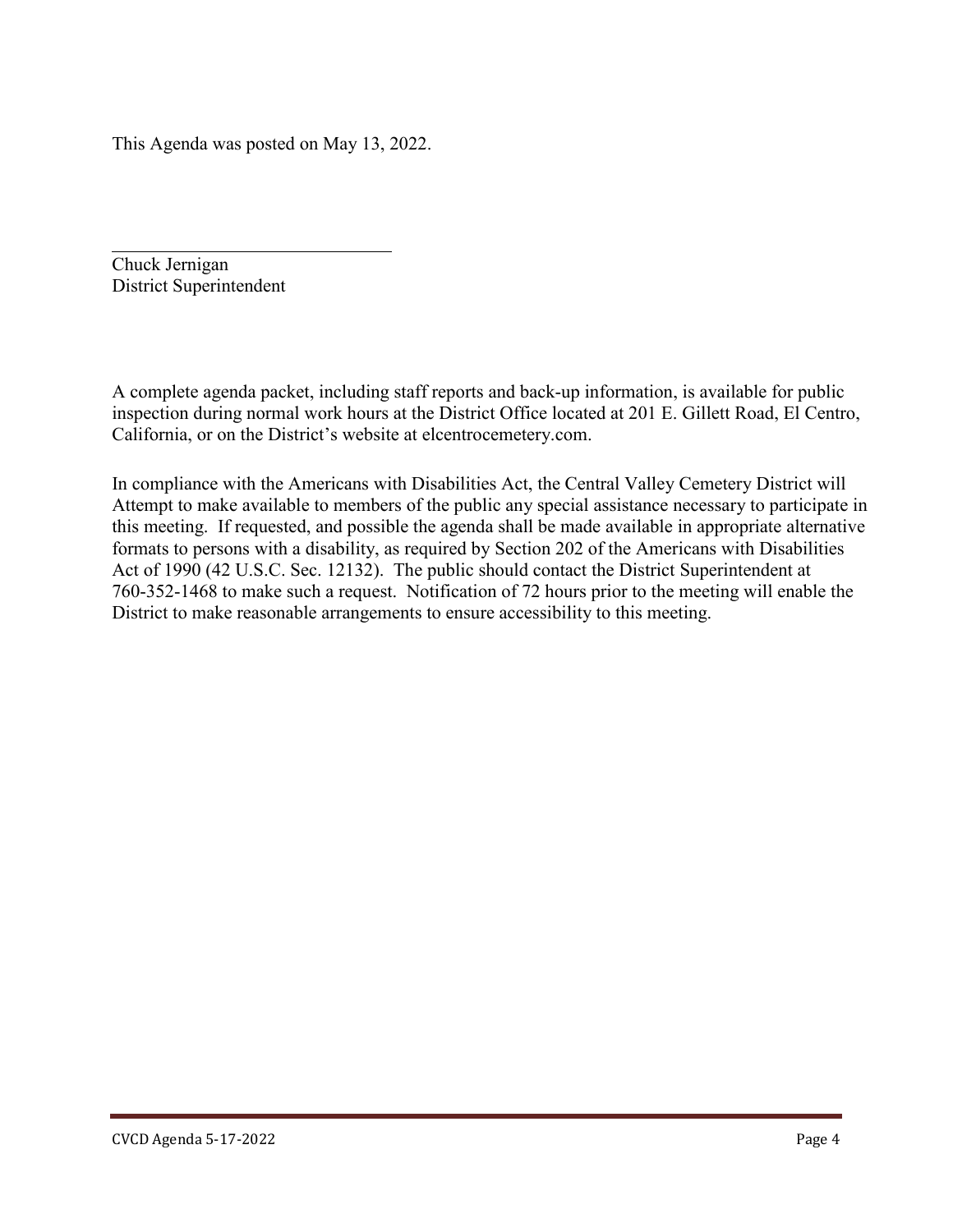This Agenda was posted on May 13, 2022.

\_\_\_\_\_\_\_\_\_\_\_\_\_\_\_\_\_\_\_\_\_\_\_\_\_\_\_\_\_\_\_\_

Chuck Jernigan
District Superintendent

A complete agenda packet, including staff reports and back-up information, is available for public inspection during normal work hours at the District Office located at 201 E. Gillett Road, El Centro, California, or on the District's website at elcentrocemetery.com.

In compliance with the Americans with Disabilities Act, the Central Valley Cemetery District will Attempt to make available to members of the public any special assistance necessary to participate in this meeting. If requested, and possible the agenda shall be made available in appropriate alternative formats to persons with a disability, as required by Section 202 of the Americans with Disabilities Act of 1990 (42 U.S.C. Sec. 12132). The public should contact the District Superintendent at 760-352-1468 to make such a request. Notification of 72 hours prior to the meeting will enable the District to make reasonable arrangements to ensure accessibility to this meeting.